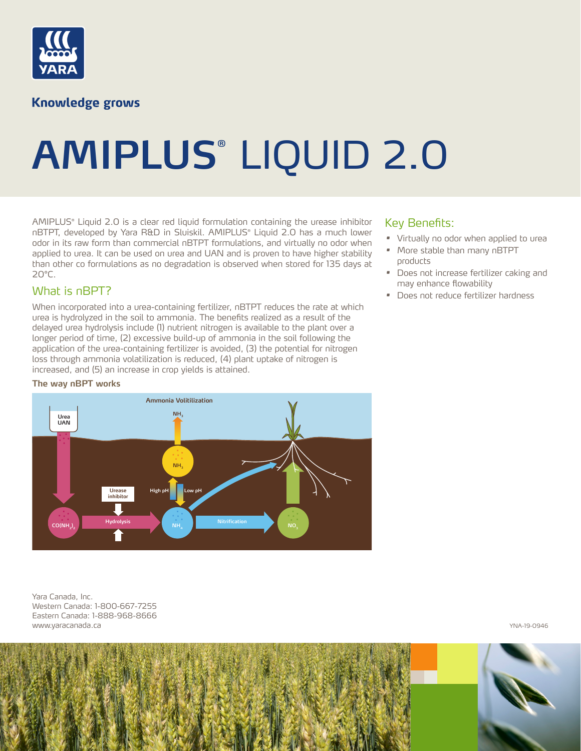# AMIPLUS® LIQUID 2.0

Knowledge grows

AMIPLUS® Liquid 2.0 is a clear red liquid formulation containing the urease inhibitor nBTPT, developed by Yara R&D in Sluiskil. AMIPLUS® Liquid 2.0 has a much lower odor in its raw form than commercial nBTPT formulations, and virtually no odor when applied to urea. It can be used on urea and UAN and is proven to have higher stability than other co formulations as no degradation is observed when stored for 135 days at 20°C.

## What is nBPT?

When incorporated into a urea-containing fertilizer, nBTPT reduces the rate at which urea is hydrolyzed in the soil to ammonia. The benefits realized as a result of the delayed urea hydrolysis include (1) nutrient nitrogen is available to the plant over a longer period of time, (2) excessive build-up of ammonia in the soil following the application of the urea-containing fertilizer is avoided, (3) the potential for nitrogen loss through ammonia volatilization is reduced, (4) plant uptake of nitrogen is increased, and (5) an increase in crop yields is attained.

**The way nBPT works**

Ammonia Volitilization

Urea UAN

$NH_3$

$NH_3$

Urease inhibitor

High pH

Low pH

$CO(NH_2)_2$

Hydrolysis

$NH_4$

Nitrification

$NO_3$

## Key Benefits:

- Virtually no odor when applied to urea
- More stable than many nBTPT products
- Does not increase fertilizer caking and may enhance flowability
- Does not reduce fertilizer hardness

Yara Canada, Inc.
Western Canada: 1-800-667-7255
Eastern Canada: 1-888-968-8666
www.yaracanada.ca

YNA-19-0946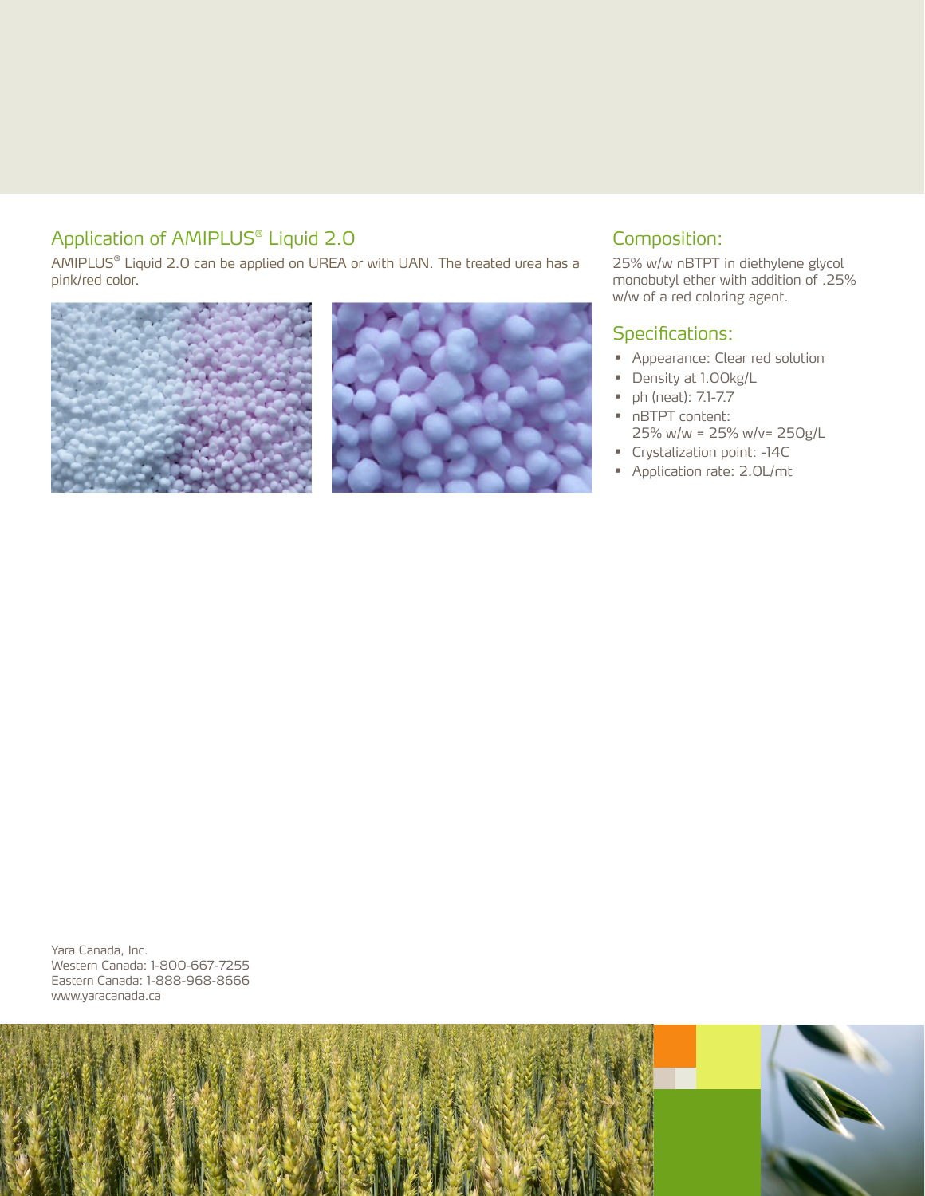## Application of AMIPLUS® Liquid 2.0

AMIPLUS® Liquid 2.0 can be applied on UREA or with UAN. The treated urea has a pink/red color.

## Composition:

25% w/w nBTPT in diethylene glycol monobutyl ether with addition of .25% w/w of a red coloring agent.

## Specifications:

- Appearance: Clear red solution
- Density at 1.00kg/L
- ph (neat): 7.1-7.7
- nBTPT content: 25% w/w = 25% w/v= 250g/L
- Crystalization point: -14C
- Application rate: 2.0L/mt

Yara Canada, Inc.
Western Canada: 1-800-667-7255
Eastern Canada: 1-888-968-8666
www.yaracanada.ca